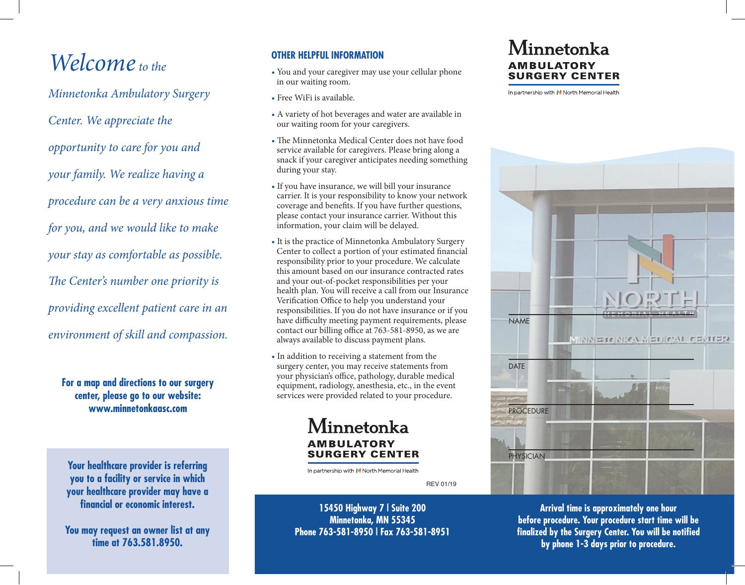*Welcome to the Minnetonka Ambulatory Surgery Center. We appreciate the opportunity to care for you and your family. We realize having a procedure can be a very anxious time for you, and we would like to make your stay as comfortable as possible. The Center's number one priority is providing excellent patient care in an environment of skill and compassion.*

**For a map and directions to our surgery center, please go to our website: www.minnetonkaasc.com**

**Your healthcare provider is referring you to a facility or service in which your healthcare provider may have a financial or economic interest.**

**You may request an owner list at any time at 763.581.8950.**

## OTHER HELPFUL INFORMATION

- You and your caregiver may use your cellular phone in our waiting room.
- Free WiFi is available.
- A variety of hot beverages and water are available in our waiting room for your caregivers.
- The Minnetonka Medical Center does not have food service available for caregivers. Please bring along a snack if your caregiver anticipates needing something during your stay.
- If you have insurance, we will bill your insurance carrier. It is your responsibility to know your network coverage and benefits. If you have further questions, please contact your insurance carrier. Without this information, your claim will be delayed.
- It is the practice of Minnetonka Ambulatory Surgery Center to collect a portion of your estimated financial responsibility prior to your procedure. We calculate this amount based on our insurance contracted rates and your out-of-pocket responsibilities per your health plan. You will receive a call from our Insurance Verification Office to help you understand your responsibilities. If you do not have insurance or if you have difficulty meeting payment requirements, please contact our billing office at 763-581-8950, as we are always available to discuss payment plans.
- In addition to receiving a statement from the surgery center, you may receive statements from your physician's office, pathology, durable medical equipment, radiology, anesthesia, etc., in the event services were provided related to your procedure.

Minnetonka
AMBULATORY SURGERY CENTER
In partnership with North Memorial Health

REV 01/19

**15450 Highway 7 | Suite 200**
**Minnetonka, MN 55345**
**Phone 763-581-8950 | Fax 763-581-8951**

Minnetonka
AMBULATORY SURGERY CENTER
In partnership with North Memorial Health

NAME

DATE

PROCEDURE

PHYSICIAN

**Arrival time is approximately one hour before procedure. Your procedure start time will be finalized by the Surgery Center. You will be notified by phone 1-3 days prior to procedure.**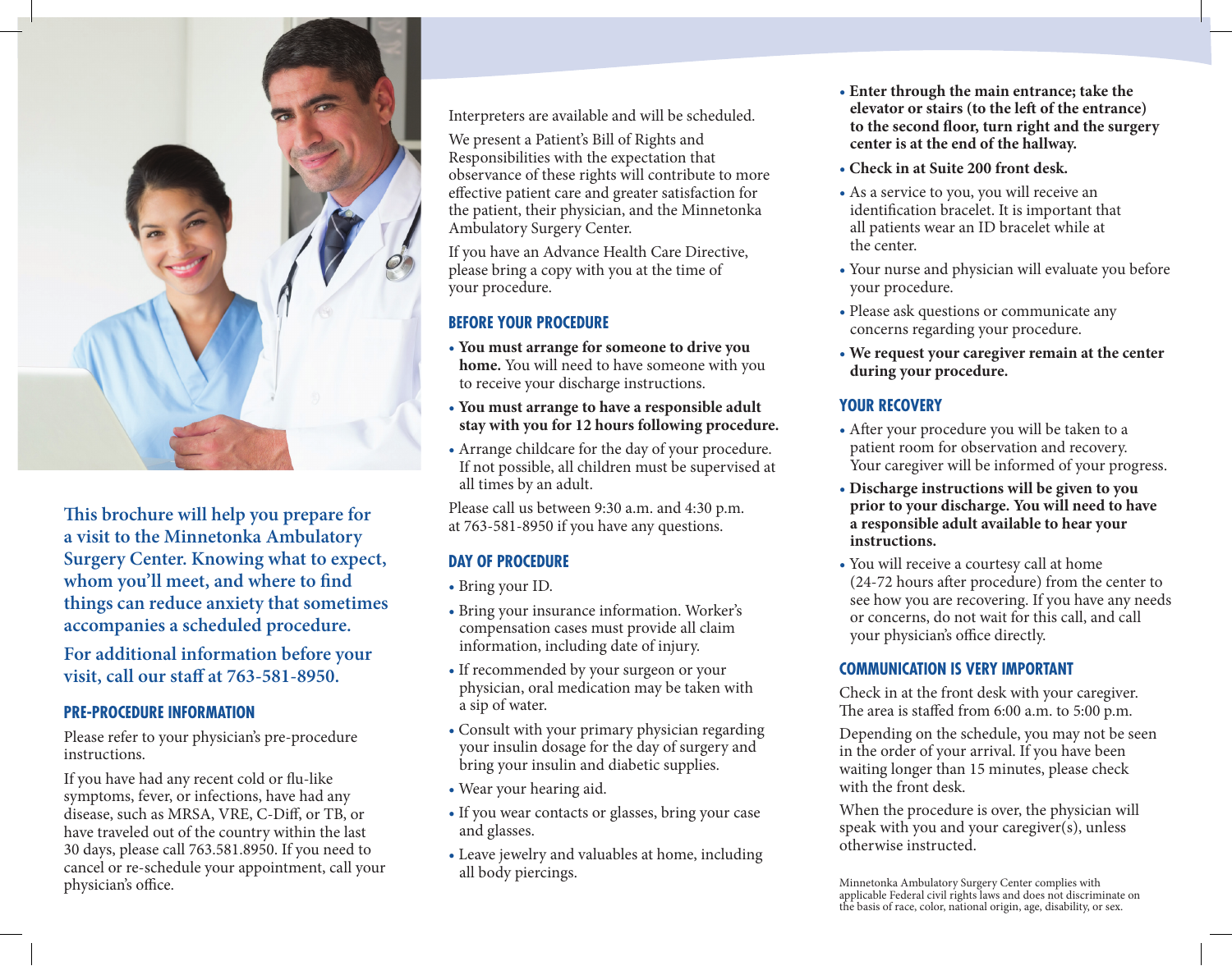**This brochure will help you prepare for a visit to the Minnetonka Ambulatory Surgery Center. Knowing what to expect, whom you'll meet, and where to find things can reduce anxiety that sometimes accompanies a scheduled procedure.**

**For additional information before your visit, call our staff at 763-581-8950.**

## PRE-PROCEDURE INFORMATION

Please refer to your physician's pre-procedure instructions.

If you have had any recent cold or flu-like symptoms, fever, or infections, have had any disease, such as MRSA, VRE, C-Diff, or TB, or have traveled out of the country within the last 30 days, please call 763.581.8950. If you need to cancel or re-schedule your appointment, call your physician's office.

Interpreters are available and will be scheduled.

We present a Patient's Bill of Rights and Responsibilities with the expectation that observance of these rights will contribute to more effective patient care and greater satisfaction for the patient, their physician, and the Minnetonka Ambulatory Surgery Center.

If you have an Advance Health Care Directive, please bring a copy with you at the time of your procedure.

## BEFORE YOUR PROCEDURE

- **You must arrange for someone to drive you home.** You will need to have someone with you to receive your discharge instructions.
- **You must arrange to have a responsible adult stay with you for 12 hours following procedure.**
- Arrange childcare for the day of your procedure. If not possible, all children must be supervised at all times by an adult.

Please call us between 9:30 a.m. and 4:30 p.m. at 763-581-8950 if you have any questions.

## DAY OF PROCEDURE

- Bring your ID.
- Bring your insurance information. Worker's compensation cases must provide all claim information, including date of injury.
- If recommended by your surgeon or your physician, oral medication may be taken with a sip of water.
- Consult with your primary physician regarding your insulin dosage for the day of surgery and bring your insulin and diabetic supplies.
- Wear your hearing aid.
- If you wear contacts or glasses, bring your case and glasses.
- Leave jewelry and valuables at home, including all body piercings.
- **Enter through the main entrance; take the elevator or stairs (to the left of the entrance) to the second floor, turn right and the surgery center is at the end of the hallway.**
- **Check in at Suite 200 front desk.**
- As a service to you, you will receive an identification bracelet. It is important that all patients wear an ID bracelet while at the center.
- Your nurse and physician will evaluate you before your procedure.
- Please ask questions or communicate any concerns regarding your procedure.
- **We request your caregiver remain at the center during your procedure.**

## YOUR RECOVERY

- After your procedure you will be taken to a patient room for observation and recovery. Your caregiver will be informed of your progress.
- **Discharge instructions will be given to you prior to your discharge. You will need to have a responsible adult available to hear your instructions.**
- You will receive a courtesy call at home (24-72 hours after procedure) from the center to see how you are recovering. If you have any needs or concerns, do not wait for this call, and call your physician's office directly.

## COMMUNICATION IS VERY IMPORTANT

Check in at the front desk with your caregiver. The area is staffed from 6:00 a.m. to 5:00 p.m.

Depending on the schedule, you may not be seen in the order of your arrival. If you have been waiting longer than 15 minutes, please check with the front desk.

When the procedure is over, the physician will speak with you and your caregiver(s), unless otherwise instructed.

Minnetonka Ambulatory Surgery Center complies with applicable Federal civil rights laws and does not discriminate on the basis of race, color, national origin, age, disability, or sex.